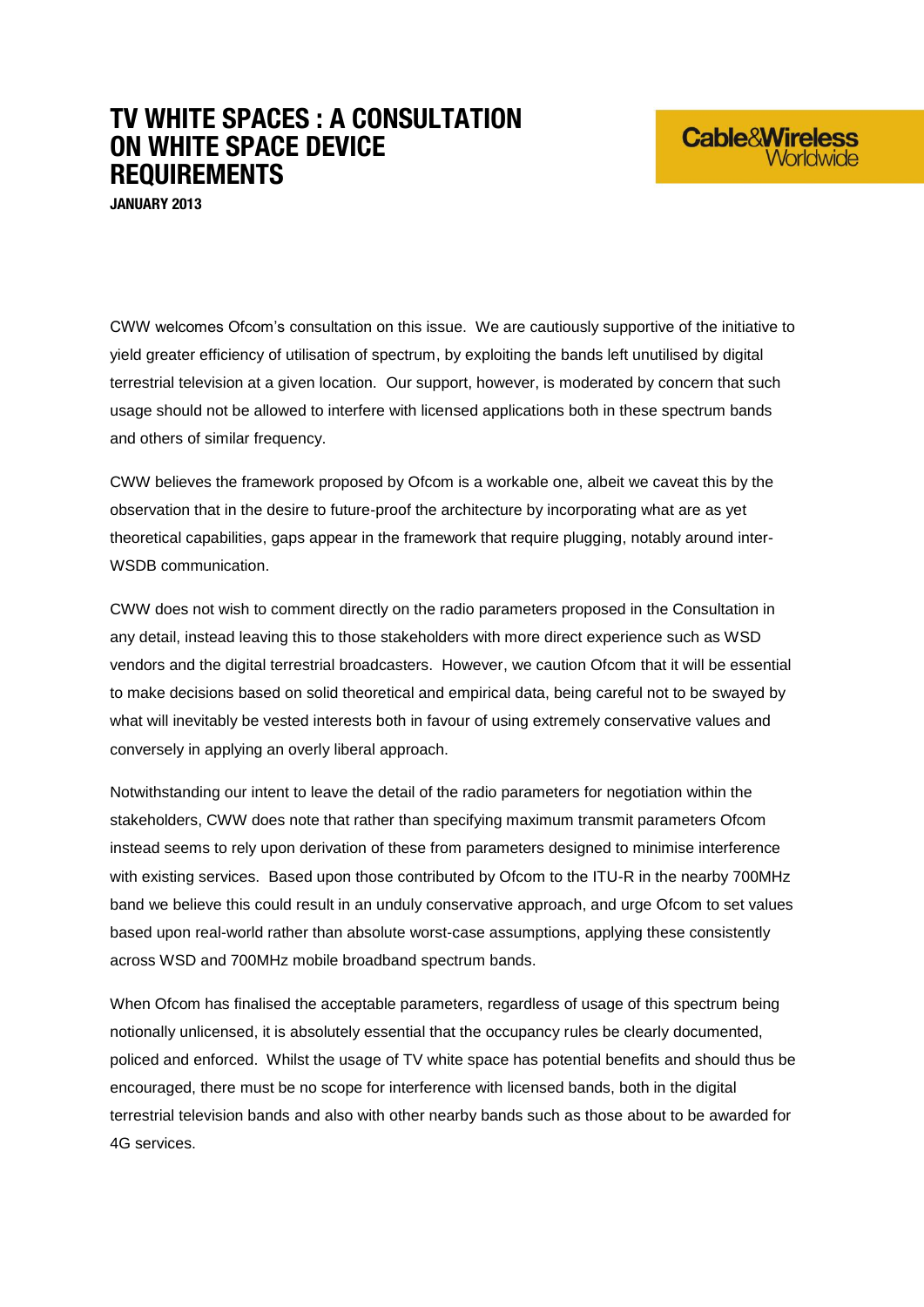# TV WHITE SPACES : A CONSULTATION ON WHITE SPACE DEVICE REQUIREMENTS

**JANUARY 2013**

Cable&Wireless Worldwide

CWW welcomes Ofcom's consultation on this issue. We are cautiously supportive of the initiative to yield greater efficiency of utilisation of spectrum, by exploiting the bands left unutilised by digital terrestrial television at a given location. Our support, however, is moderated by concern that such usage should not be allowed to interfere with licensed applications both in these spectrum bands and others of similar frequency.

CWW believes the framework proposed by Ofcom is a workable one, albeit we caveat this by the observation that in the desire to future-proof the architecture by incorporating what are as yet theoretical capabilities, gaps appear in the framework that require plugging, notably around inter-WSDB communication.

CWW does not wish to comment directly on the radio parameters proposed in the Consultation in any detail, instead leaving this to those stakeholders with more direct experience such as WSD vendors and the digital terrestrial broadcasters. However, we caution Ofcom that it will be essential to make decisions based on solid theoretical and empirical data, being careful not to be swayed by what will inevitably be vested interests both in favour of using extremely conservative values and conversely in applying an overly liberal approach.

Notwithstanding our intent to leave the detail of the radio parameters for negotiation within the stakeholders, CWW does note that rather than specifying maximum transmit parameters Ofcom instead seems to rely upon derivation of these from parameters designed to minimise interference with existing services. Based upon those contributed by Ofcom to the ITU-R in the nearby 700MHz band we believe this could result in an unduly conservative approach, and urge Ofcom to set values based upon real-world rather than absolute worst-case assumptions, applying these consistently across WSD and 700MHz mobile broadband spectrum bands.

When Ofcom has finalised the acceptable parameters, regardless of usage of this spectrum being notionally unlicensed, it is absolutely essential that the occupancy rules be clearly documented, policed and enforced. Whilst the usage of TV white space has potential benefits and should thus be encouraged, there must be no scope for interference with licensed bands, both in the digital terrestrial television bands and also with other nearby bands such as those about to be awarded for 4G services.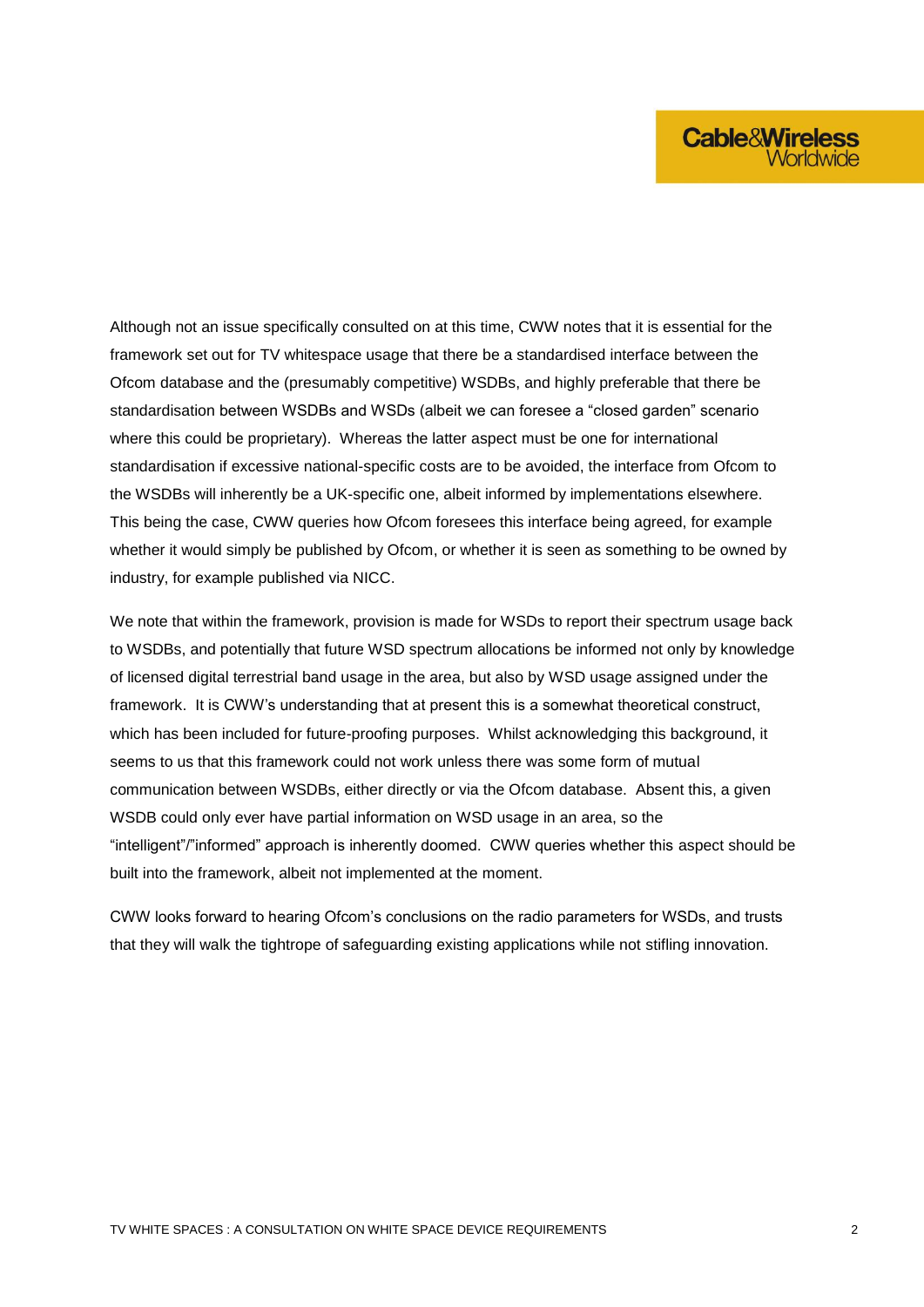Although not an issue specifically consulted on at this time, CWW notes that it is essential for the framework set out for TV whitespace usage that there be a standardised interface between the Ofcom database and the (presumably competitive) WSDBs, and highly preferable that there be standardisation between WSDBs and WSDs (albeit we can foresee a "closed garden" scenario where this could be proprietary). Whereas the latter aspect must be one for international standardisation if excessive national-specific costs are to be avoided, the interface from Ofcom to the WSDBs will inherently be a UK-specific one, albeit informed by implementations elsewhere. This being the case, CWW queries how Ofcom foresees this interface being agreed, for example whether it would simply be published by Ofcom, or whether it is seen as something to be owned by industry, for example published via NICC.

We note that within the framework, provision is made for WSDs to report their spectrum usage back to WSDBs, and potentially that future WSD spectrum allocations be informed not only by knowledge of licensed digital terrestrial band usage in the area, but also by WSD usage assigned under the framework. It is CWW's understanding that at present this is a somewhat theoretical construct, which has been included for future-proofing purposes. Whilst acknowledging this background, it seems to us that this framework could not work unless there was some form of mutual communication between WSDBs, either directly or via the Ofcom database. Absent this, a given WSDB could only ever have partial information on WSD usage in an area, so the "intelligent"/"informed" approach is inherently doomed. CWW queries whether this aspect should be built into the framework, albeit not implemented at the moment.

CWW looks forward to hearing Ofcom's conclusions on the radio parameters for WSDs, and trusts that they will walk the tightrope of safeguarding existing applications while not stifling innovation.